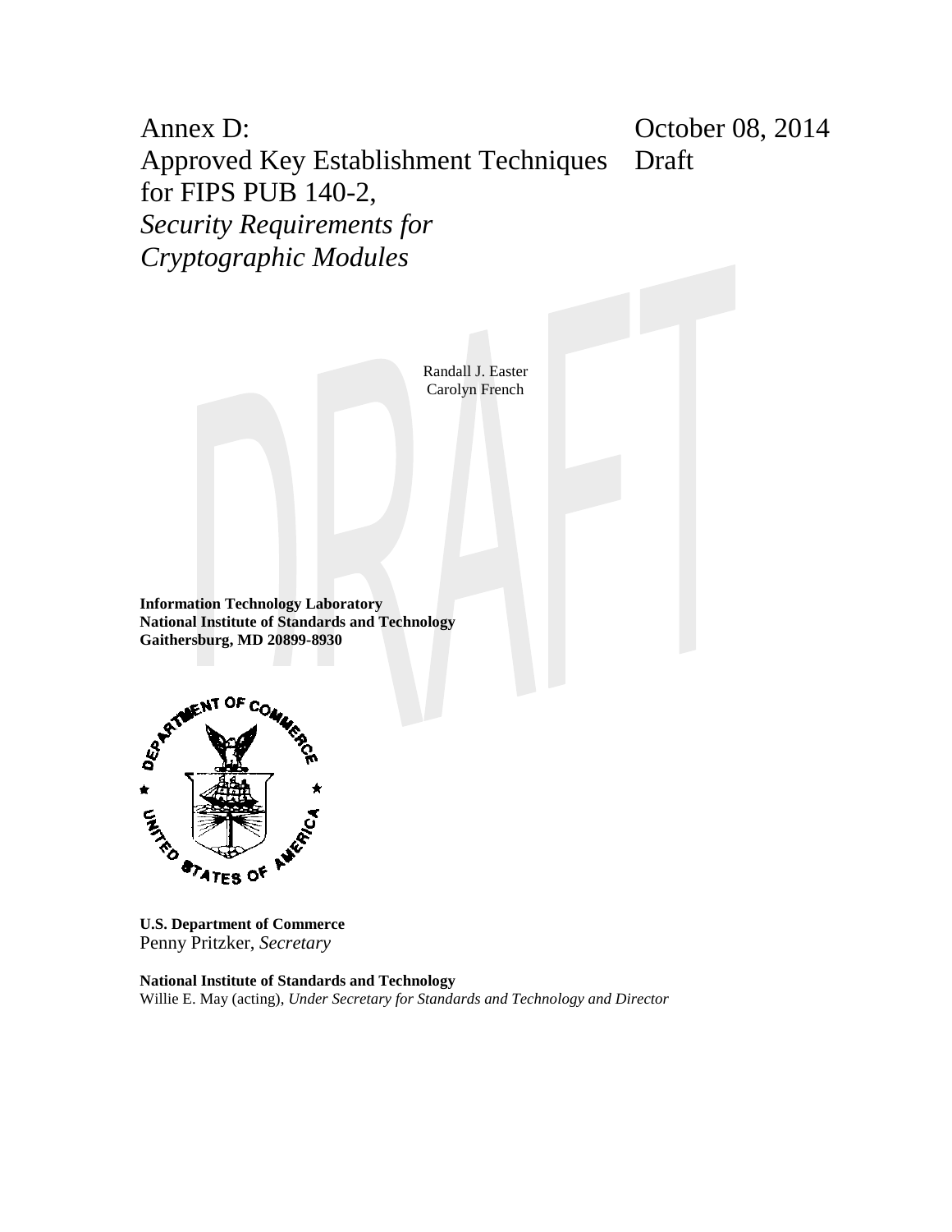# Annex D: Approved Key Establishment Techniques for FIPS PUB 140-2, *Security Requirements for Cryptographic Modules*

October 08, 2014
Draft

Randall J. Easter
Carolyn French

**Information Technology Laboratory**
**National Institute of Standards and Technology**
**Gaithersburg, MD 20899-8930**

**U.S. Department of Commerce**
Penny Pritzker, *Secretary*

**National Institute of Standards and Technology**
Willie E. May (acting), *Under Secretary for Standards and Technology and Director*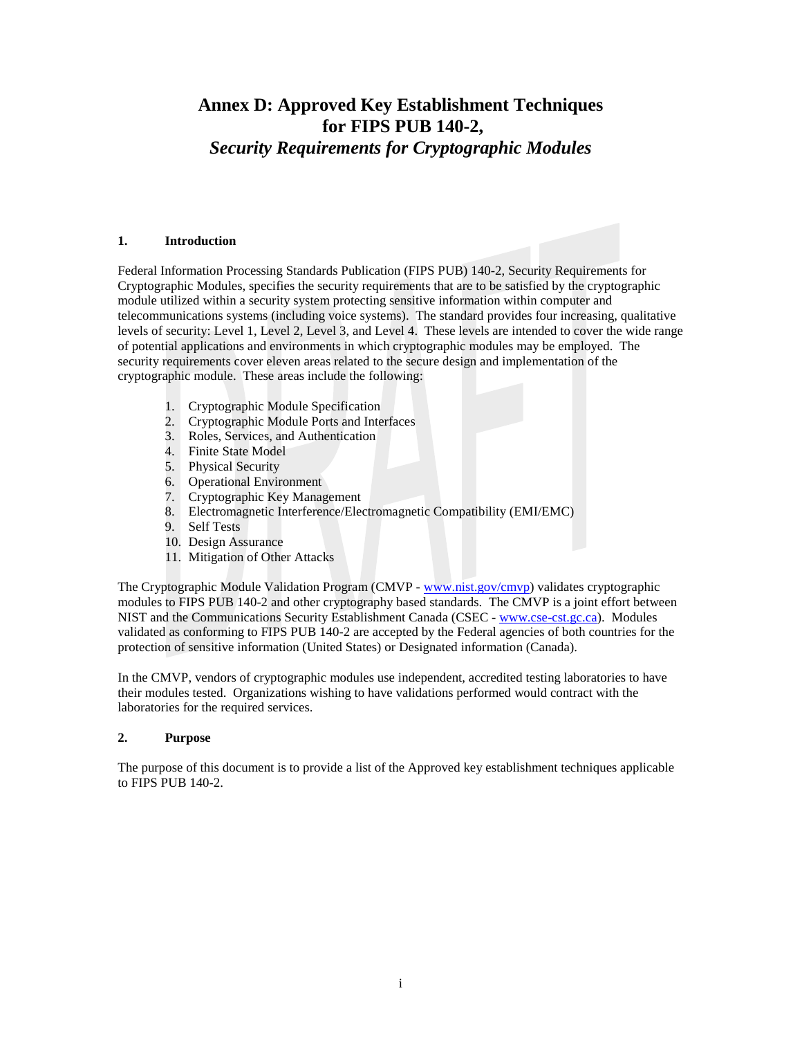# Annex D: Approved Key Establishment Techniques for FIPS PUB 140-2, *Security Requirements for Cryptographic Modules*

## 1. Introduction

Federal Information Processing Standards Publication (FIPS PUB) 140-2, Security Requirements for Cryptographic Modules, specifies the security requirements that are to be satisfied by the cryptographic module utilized within a security system protecting sensitive information within computer and telecommunications systems (including voice systems). The standard provides four increasing, qualitative levels of security: Level 1, Level 2, Level 3, and Level 4. These levels are intended to cover the wide range of potential applications and environments in which cryptographic modules may be employed. The security requirements cover eleven areas related to the secure design and implementation of the cryptographic module. These areas include the following:

1. Cryptographic Module Specification
2. Cryptographic Module Ports and Interfaces
3. Roles, Services, and Authentication
4. Finite State Model
5. Physical Security
6. Operational Environment
7. Cryptographic Key Management
8. Electromagnetic Interference/Electromagnetic Compatibility (EMI/EMC)
9. Self Tests
10. Design Assurance
11. Mitigation of Other Attacks

The Cryptographic Module Validation Program (CMVP - www.nist.gov/cmvp) validates cryptographic modules to FIPS PUB 140-2 and other cryptography based standards. The CMVP is a joint effort between NIST and the Communications Security Establishment Canada (CSEC - www.cse-cst.gc.ca). Modules validated as conforming to FIPS PUB 140-2 are accepted by the Federal agencies of both countries for the protection of sensitive information (United States) or Designated information (Canada).

In the CMVP, vendors of cryptographic modules use independent, accredited testing laboratories to have their modules tested. Organizations wishing to have validations performed would contract with the laboratories for the required services.

## 2. Purpose

The purpose of this document is to provide a list of the Approved key establishment techniques applicable to FIPS PUB 140-2.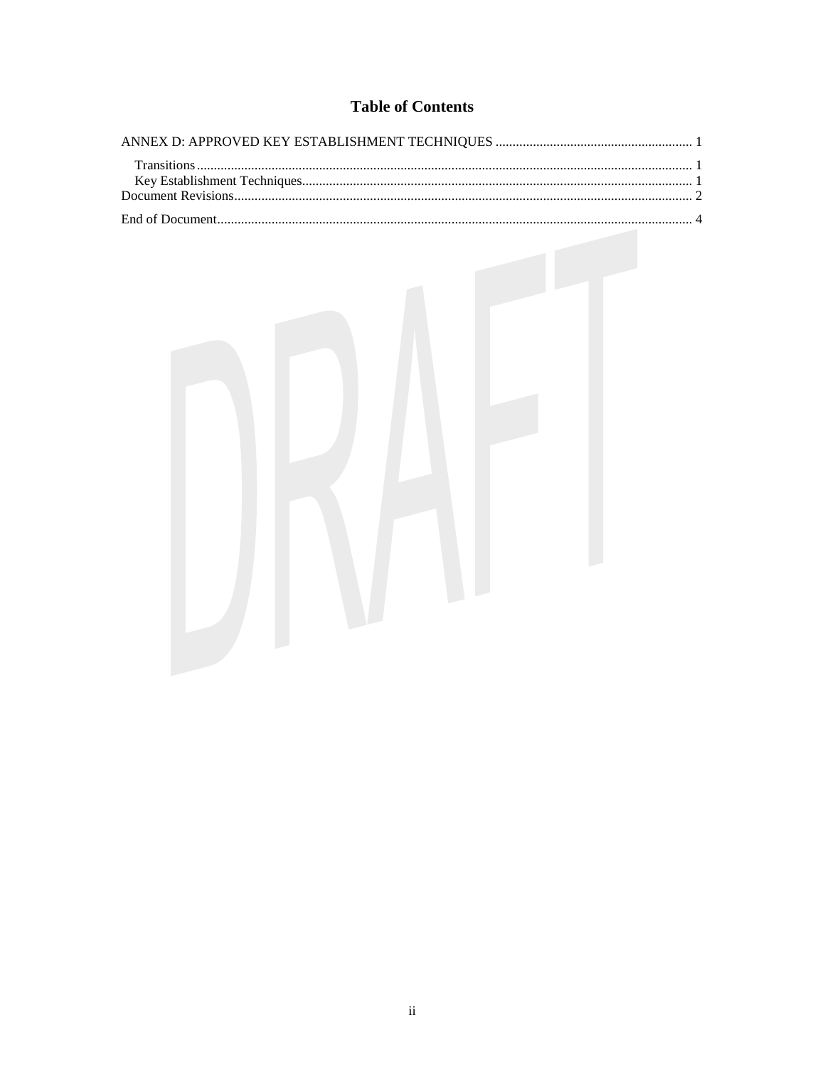# Table of Contents

ANNEX D: APPROVED KEY ESTABLISHMENT TECHNIQUES ........................................................ 1

- Transitions ........................................................................................................................... 1
- Key Establishment Techniques ............................................................................................ 1

Document Revisions ................................................................................................................. 2

End of Document ...................................................................................................................... 4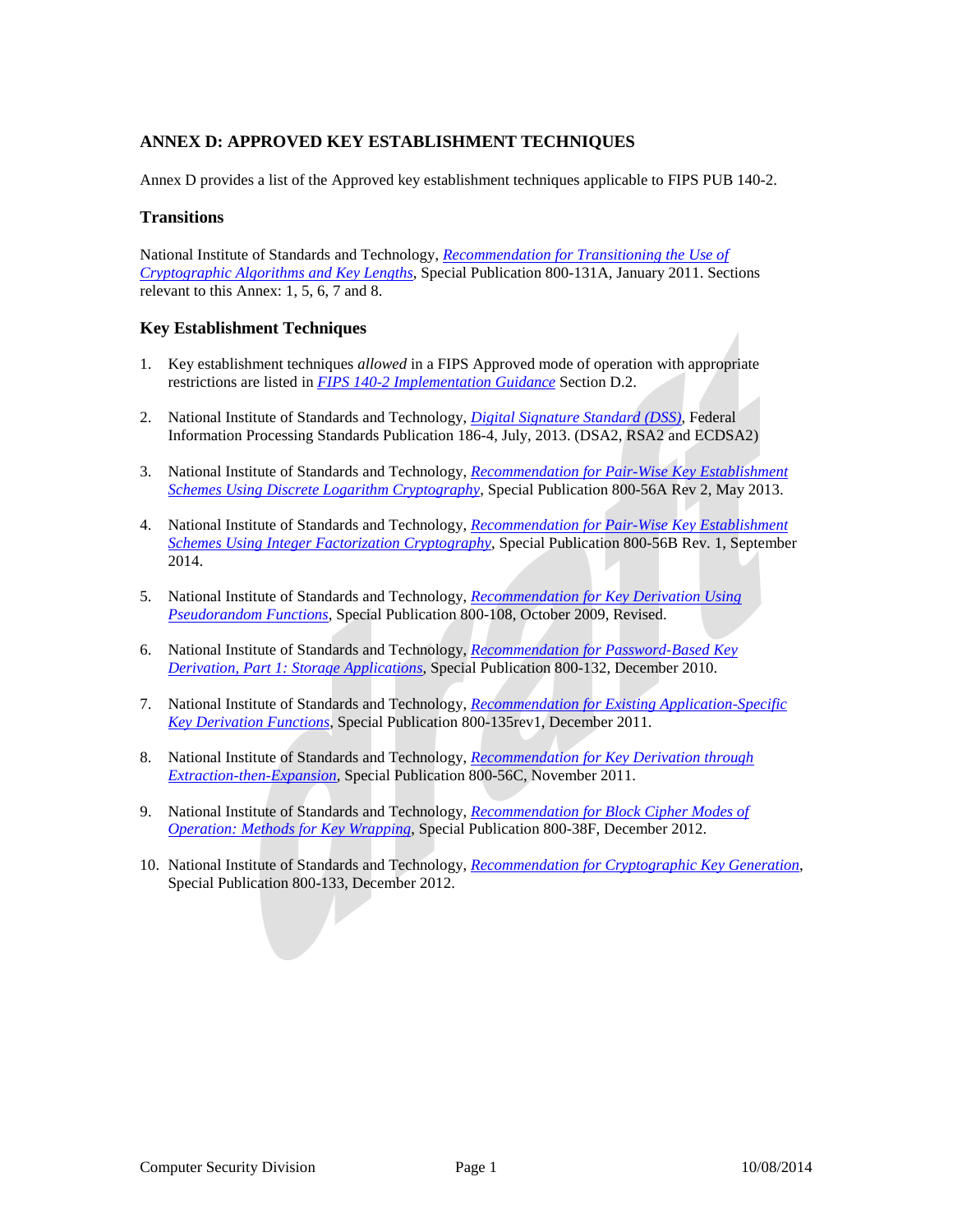## ANNEX D: APPROVED KEY ESTABLISHMENT TECHNIQUES

Annex D provides a list of the Approved key establishment techniques applicable to FIPS PUB 140-2.

### Transitions

National Institute of Standards and Technology, *Recommendation for Transitioning the Use of Cryptographic Algorithms and Key Lengths*, Special Publication 800-131A, January 2011. Sections relevant to this Annex: 1, 5, 6, 7 and 8.

### Key Establishment Techniques

1. Key establishment techniques *allowed* in a FIPS Approved mode of operation with appropriate restrictions are listed in *FIPS 140-2 Implementation Guidance* Section D.2.

2. National Institute of Standards and Technology, *Digital Signature Standard (DSS)*, Federal Information Processing Standards Publication 186-4, July, 2013. (DSA2, RSA2 and ECDSA2)

3. National Institute of Standards and Technology, *Recommendation for Pair-Wise Key Establishment Schemes Using Discrete Logarithm Cryptography*, Special Publication 800-56A Rev 2, May 2013.

4. National Institute of Standards and Technology, *Recommendation for Pair-Wise Key Establishment Schemes Using Integer Factorization Cryptography*, Special Publication 800-56B Rev. 1, September 2014.

5. National Institute of Standards and Technology, *Recommendation for Key Derivation Using Pseudorandom Functions*, Special Publication 800-108, October 2009, Revised.

6. National Institute of Standards and Technology, *Recommendation for Password-Based Key Derivation, Part 1: Storage Applications*, Special Publication 800-132, December 2010.

7. National Institute of Standards and Technology, *Recommendation for Existing Application-Specific Key Derivation Functions*, Special Publication 800-135rev1, December 2011.

8. National Institute of Standards and Technology, *Recommendation for Key Derivation through Extraction-then-Expansion*, Special Publication 800-56C, November 2011.

9. National Institute of Standards and Technology, *Recommendation for Block Cipher Modes of Operation: Methods for Key Wrapping*, Special Publication 800-38F, December 2012.

10. National Institute of Standards and Technology, *Recommendation for Cryptographic Key Generation*, Special Publication 800-133, December 2012.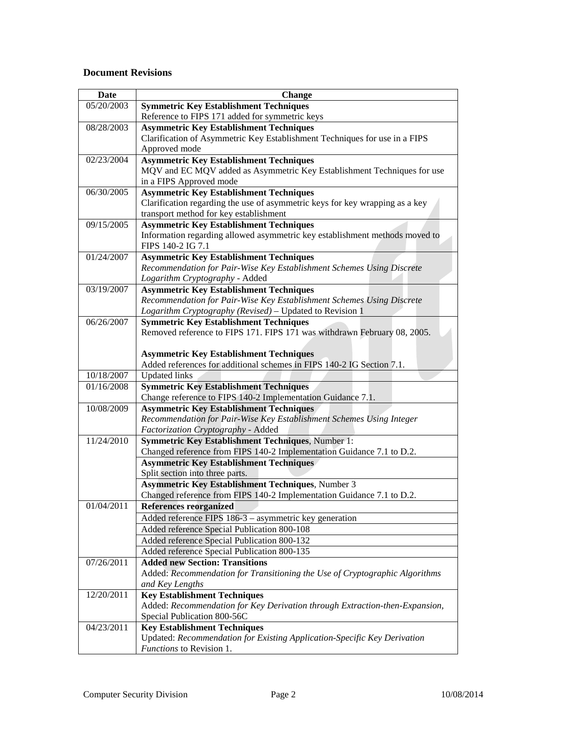### Document Revisions

| Date | Change |
|---|---|
| 05/20/2003 | **Symmetric Key Establishment Techniques**<br>Reference to FIPS 171 added for symmetric keys |
| 08/28/2003 | **Asymmetric Key Establishment Techniques**<br>Clarification of Asymmetric Key Establishment Techniques for use in a FIPS Approved mode |
| 02/23/2004 | **Asymmetric Key Establishment Techniques**<br>MQV and EC MQV added as Asymmetric Key Establishment Techniques for use in a FIPS Approved mode |
| 06/30/2005 | **Asymmetric Key Establishment Techniques**<br>Clarification regarding the use of asymmetric keys for key wrapping as a key transport method for key establishment |
| 09/15/2005 | **Asymmetric Key Establishment Techniques**<br>Information regarding allowed asymmetric key establishment methods moved to FIPS 140-2 IG 7.1 |
| 01/24/2007 | **Asymmetric Key Establishment Techniques**<br>*Recommendation for Pair-Wise Key Establishment Schemes Using Discrete Logarithm Cryptography* - Added |
| 03/19/2007 | **Asymmetric Key Establishment Techniques**<br>*Recommendation for Pair-Wise Key Establishment Schemes Using Discrete Logarithm Cryptography (Revised)* – Updated to Revision 1 |
| 06/26/2007 | **Symmetric Key Establishment Techniques**<br>Removed reference to FIPS 171. FIPS 171 was withdrawn February 08, 2005.<br><br>**Asymmetric Key Establishment Techniques**<br>Added references for additional schemes in FIPS 140-2 IG Section 7.1. |
| 10/18/2007 | Updated links |
| 01/16/2008 | **Symmetric Key Establishment Techniques**<br>Change reference to FIPS 140-2 Implementation Guidance 7.1. |
| 10/08/2009 | **Asymmetric Key Establishment Techniques**<br>*Recommendation for Pair-Wise Key Establishment Schemes Using Integer Factorization Cryptography* - Added |
| 11/24/2010 | **Symmetric Key Establishment Techniques**, Number 1:<br>Changed reference from FIPS 140-2 Implementation Guidance 7.1 to D.2. |
| | **Asymmetric Key Establishment Techniques**<br>Split section into three parts. |
| | **Asymmetric Key Establishment Techniques**, Number 3<br>Changed reference from FIPS 140-2 Implementation Guidance 7.1 to D.2. |
| 01/04/2011 | **References reorganized** |
| | Added reference FIPS 186-3 – asymmetric key generation |
| | Added reference Special Publication 800-108 |
| | Added reference Special Publication 800-132 |
| | Added reference Special Publication 800-135 |
| 07/26/2011 | **Added new Section: Transitions**<br>Added: *Recommendation for Transitioning the Use of Cryptographic Algorithms and Key Lengths* |
| 12/20/2011 | **Key Establishment Techniques**<br>Added: *Recommendation for Key Derivation through Extraction-then-Expansion,* Special Publication 800-56C |
| 04/23/2011 | **Key Establishment Techniques**<br>Updated: *Recommendation for Existing Application-Specific Key Derivation Functions* to Revision 1. |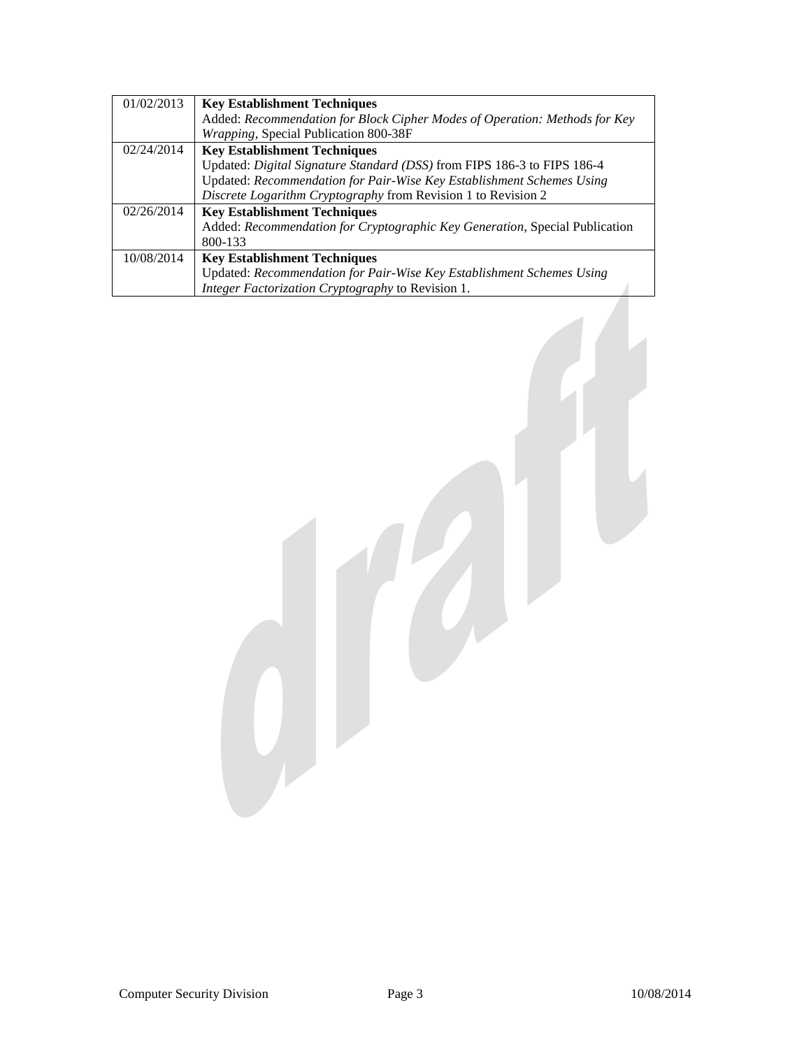| | |
|---|---|
| 01/02/2013 | **Key Establishment Techniques**<br>Added: *Recommendation for Block Cipher Modes of Operation: Methods for Key Wrapping*, Special Publication 800-38F |
| 02/24/2014 | **Key Establishment Techniques**<br>Updated: *Digital Signature Standard (DSS)* from FIPS 186-3 to FIPS 186-4<br>Updated: *Recommendation for Pair-Wise Key Establishment Schemes Using Discrete Logarithm Cryptography* from Revision 1 to Revision 2 |
| 02/26/2014 | **Key Establishment Techniques**<br>Added: *Recommendation for Cryptographic Key Generation*, Special Publication 800-133 |
| 10/08/2014 | **Key Establishment Techniques**<br>Updated: *Recommendation for Pair-Wise Key Establishment Schemes Using Integer Factorization Cryptography* to Revision 1. |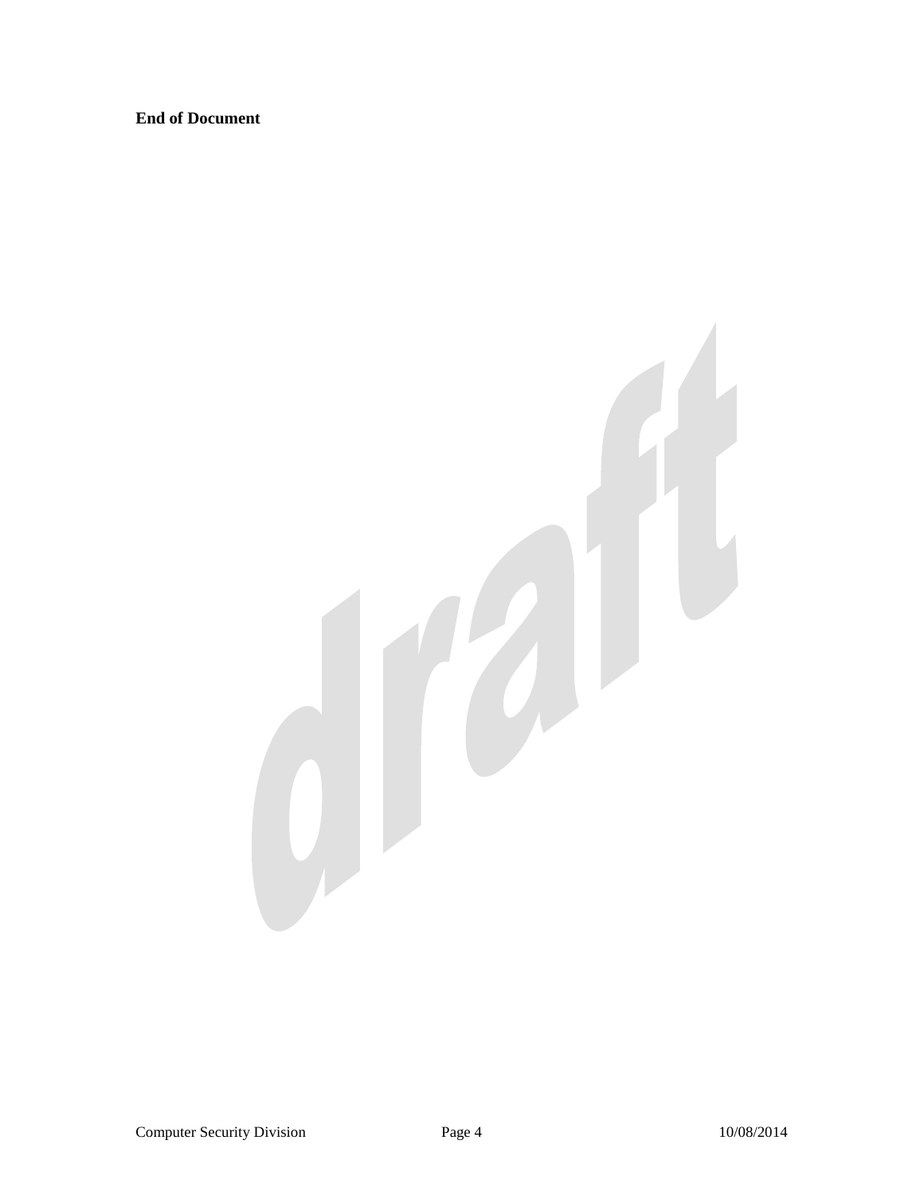**End of Document**